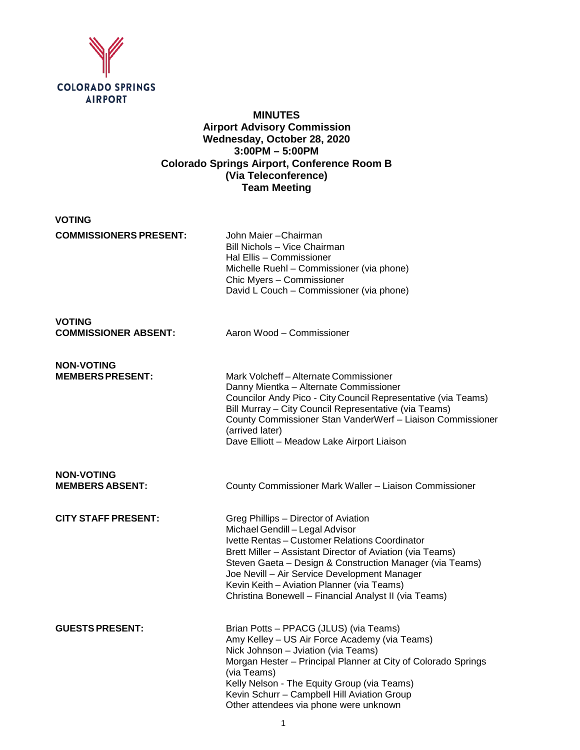COLORADO SPRINGS AIRPORT

# MINUTES
## Airport Advisory Commission
### Wednesday, October 28, 2020
### 3:00PM – 5:00PM
### Colorado Springs Airport, Conference Room B
### (Via Teleconference)
### Team Meeting

**VOTING COMMISSIONERS PRESENT:**

John Maier –Chairman
Bill Nichols – Vice Chairman
Hal Ellis – Commissioner
Michelle Ruehl – Commissioner (via phone)
Chic Myers – Commissioner
David L Couch – Commissioner (via phone)

**VOTING COMMISSIONER ABSENT:**

Aaron Wood – Commissioner

**NON-VOTING MEMBERS PRESENT:**

Mark Volcheff – Alternate Commissioner
Danny Mientka – Alternate Commissioner
Councilor Andy Pico - City Council Representative (via Teams)
Bill Murray – City Council Representative (via Teams)
County Commissioner Stan VanderWerf – Liaison Commissioner (arrived later)
Dave Elliott – Meadow Lake Airport Liaison

**NON-VOTING MEMBERS ABSENT:**

County Commissioner Mark Waller – Liaison Commissioner

**CITY STAFF PRESENT:**

Greg Phillips – Director of Aviation
Michael Gendill – Legal Advisor
Ivette Rentas – Customer Relations Coordinator
Brett Miller – Assistant Director of Aviation (via Teams)
Steven Gaeta – Design & Construction Manager (via Teams)
Joe Nevill – Air Service Development Manager
Kevin Keith – Aviation Planner (via Teams)
Christina Bonewell – Financial Analyst II (via Teams)

**GUESTS PRESENT:**

Brian Potts – PPACG (JLUS) (via Teams)
Amy Kelley – US Air Force Academy (via Teams)
Nick Johnson – Jviation (via Teams)
Morgan Hester – Principal Planner at City of Colorado Springs (via Teams)
Kelly Nelson - The Equity Group (via Teams)
Kevin Schurr – Campbell Hill Aviation Group
Other attendees via phone were unknown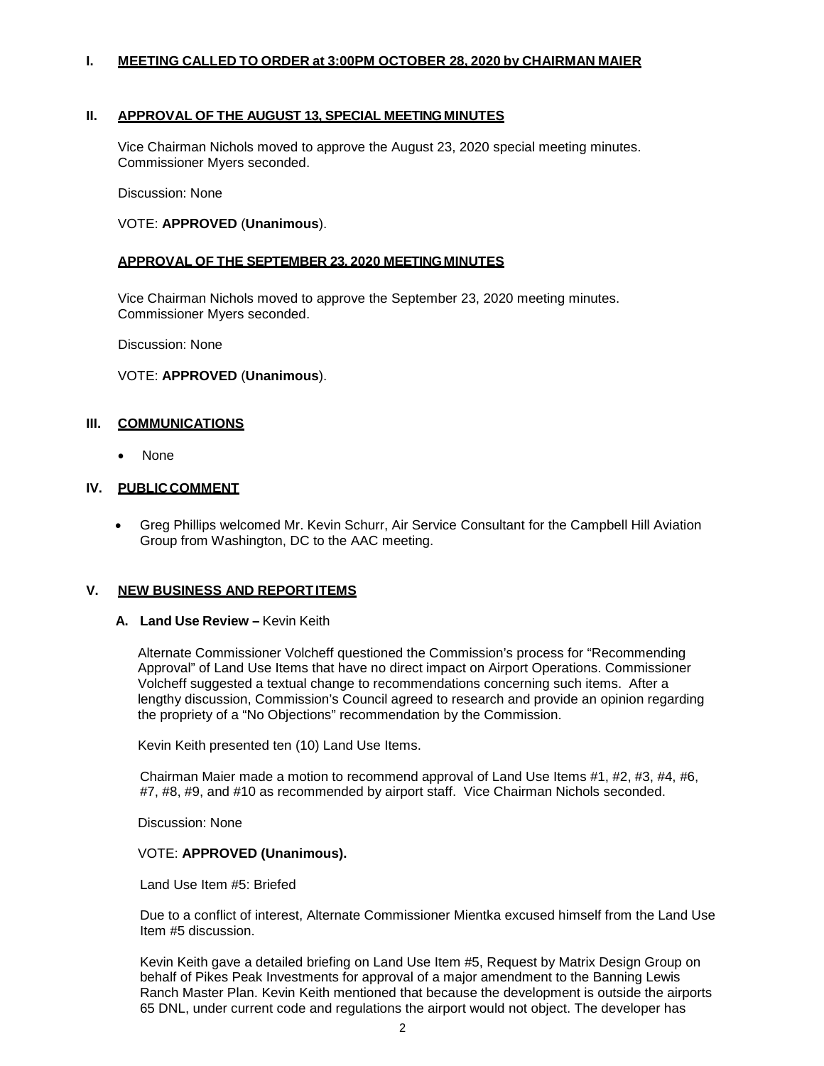## I. MEETING CALLED TO ORDER at 3:00PM OCTOBER 28, 2020 by CHAIRMAN MAIER

## II. APPROVAL OF THE AUGUST 13, SPECIAL MEETING MINUTES

Vice Chairman Nichols moved to approve the August 23, 2020 special meeting minutes. Commissioner Myers seconded.

Discussion: None

VOTE: **APPROVED** (**Unanimous**).

### APPROVAL OF THE SEPTEMBER 23, 2020 MEETING MINUTES

Vice Chairman Nichols moved to approve the September 23, 2020 meeting minutes. Commissioner Myers seconded.

Discussion: None

VOTE: **APPROVED** (**Unanimous**).

## III. COMMUNICATIONS

- None

## IV. PUBLIC COMMENT

- Greg Phillips welcomed Mr. Kevin Schurr, Air Service Consultant for the Campbell Hill Aviation Group from Washington, DC to the AAC meeting.

## V. NEW BUSINESS AND REPORT ITEMS

### A. Land Use Review – Kevin Keith

Alternate Commissioner Volcheff questioned the Commission's process for "Recommending Approval" of Land Use Items that have no direct impact on Airport Operations. Commissioner Volcheff suggested a textual change to recommendations concerning such items. After a lengthy discussion, Commission's Council agreed to research and provide an opinion regarding the propriety of a "No Objections" recommendation by the Commission.

Kevin Keith presented ten (10) Land Use Items.

Chairman Maier made a motion to recommend approval of Land Use Items #1, #2, #3, #4, #6, #7, #8, #9, and #10 as recommended by airport staff. Vice Chairman Nichols seconded.

Discussion: None

VOTE: **APPROVED (Unanimous).**

Land Use Item #5: Briefed

Due to a conflict of interest, Alternate Commissioner Mientka excused himself from the Land Use Item #5 discussion.

Kevin Keith gave a detailed briefing on Land Use Item #5, Request by Matrix Design Group on behalf of Pikes Peak Investments for approval of a major amendment to the Banning Lewis Ranch Master Plan. Kevin Keith mentioned that because the development is outside the airports 65 DNL, under current code and regulations the airport would not object. The developer has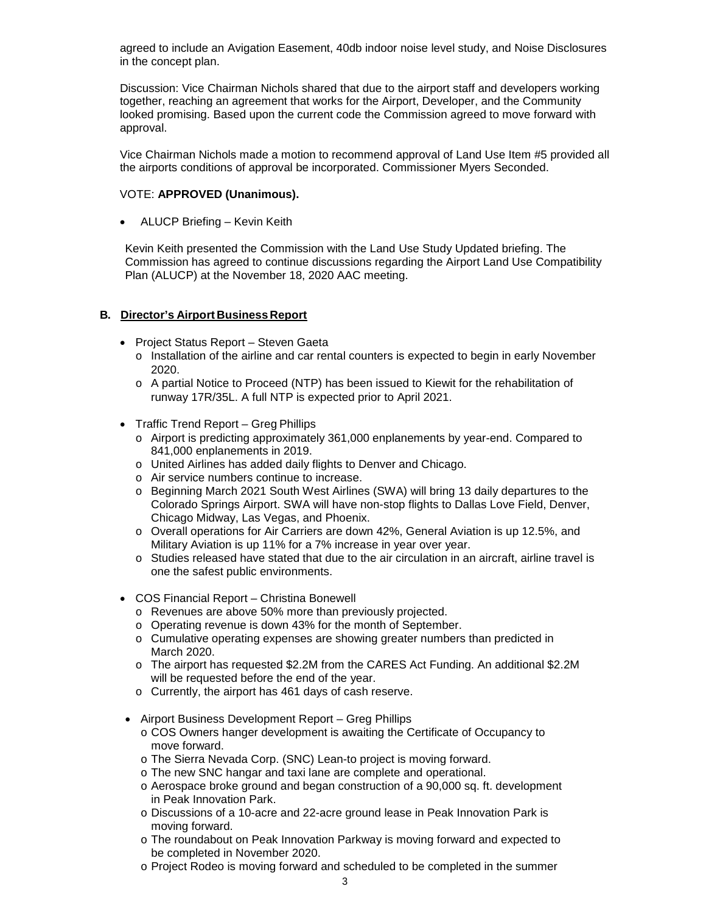agreed to include an Avigation Easement, 40db indoor noise level study, and Noise Disclosures in the concept plan.

Discussion: Vice Chairman Nichols shared that due to the airport staff and developers working together, reaching an agreement that works for the Airport, Developer, and the Community looked promising. Based upon the current code the Commission agreed to move forward with approval.

Vice Chairman Nichols made a motion to recommend approval of Land Use Item #5 provided all the airports conditions of approval be incorporated. Commissioner Myers Seconded.

VOTE: **APPROVED (Unanimous).**

- ALUCP Briefing – Kevin Keith

Kevin Keith presented the Commission with the Land Use Study Updated briefing. The Commission has agreed to continue discussions regarding the Airport Land Use Compatibility Plan (ALUCP) at the November 18, 2020 AAC meeting.

### B. Director's Airport Business Report

- Project Status Report – Steven Gaeta
  - Installation of the airline and car rental counters is expected to begin in early November 2020.
  - A partial Notice to Proceed (NTP) has been issued to Kiewit for the rehabilitation of runway 17R/35L. A full NTP is expected prior to April 2021.
- Traffic Trend Report – Greg Phillips
  - Airport is predicting approximately 361,000 enplanements by year-end. Compared to 841,000 enplanements in 2019.
  - United Airlines has added daily flights to Denver and Chicago.
  - Air service numbers continue to increase.
  - Beginning March 2021 South West Airlines (SWA) will bring 13 daily departures to the Colorado Springs Airport. SWA will have non-stop flights to Dallas Love Field, Denver, Chicago Midway, Las Vegas, and Phoenix.
  - Overall operations for Air Carriers are down 42%, General Aviation is up 12.5%, and Military Aviation is up 11% for a 7% increase in year over year.
  - Studies released have stated that due to the air circulation in an aircraft, airline travel is one the safest public environments.
- COS Financial Report – Christina Bonewell
  - Revenues are above 50% more than previously projected.
  - Operating revenue is down 43% for the month of September.
  - Cumulative operating expenses are showing greater numbers than predicted in March 2020.
  - The airport has requested \$2.2M from the CARES Act Funding. An additional \$2.2M will be requested before the end of the year.
  - Currently, the airport has 461 days of cash reserve.
- Airport Business Development Report – Greg Phillips
  - COS Owners hanger development is awaiting the Certificate of Occupancy to move forward.
  - The Sierra Nevada Corp. (SNC) Lean-to project is moving forward.
  - The new SNC hangar and taxi lane are complete and operational.
  - Aerospace broke ground and began construction of a 90,000 sq. ft. development in Peak Innovation Park.
  - Discussions of a 10-acre and 22-acre ground lease in Peak Innovation Park is moving forward.
  - The roundabout on Peak Innovation Parkway is moving forward and expected to be completed in November 2020.
  - Project Rodeo is moving forward and scheduled to be completed in the summer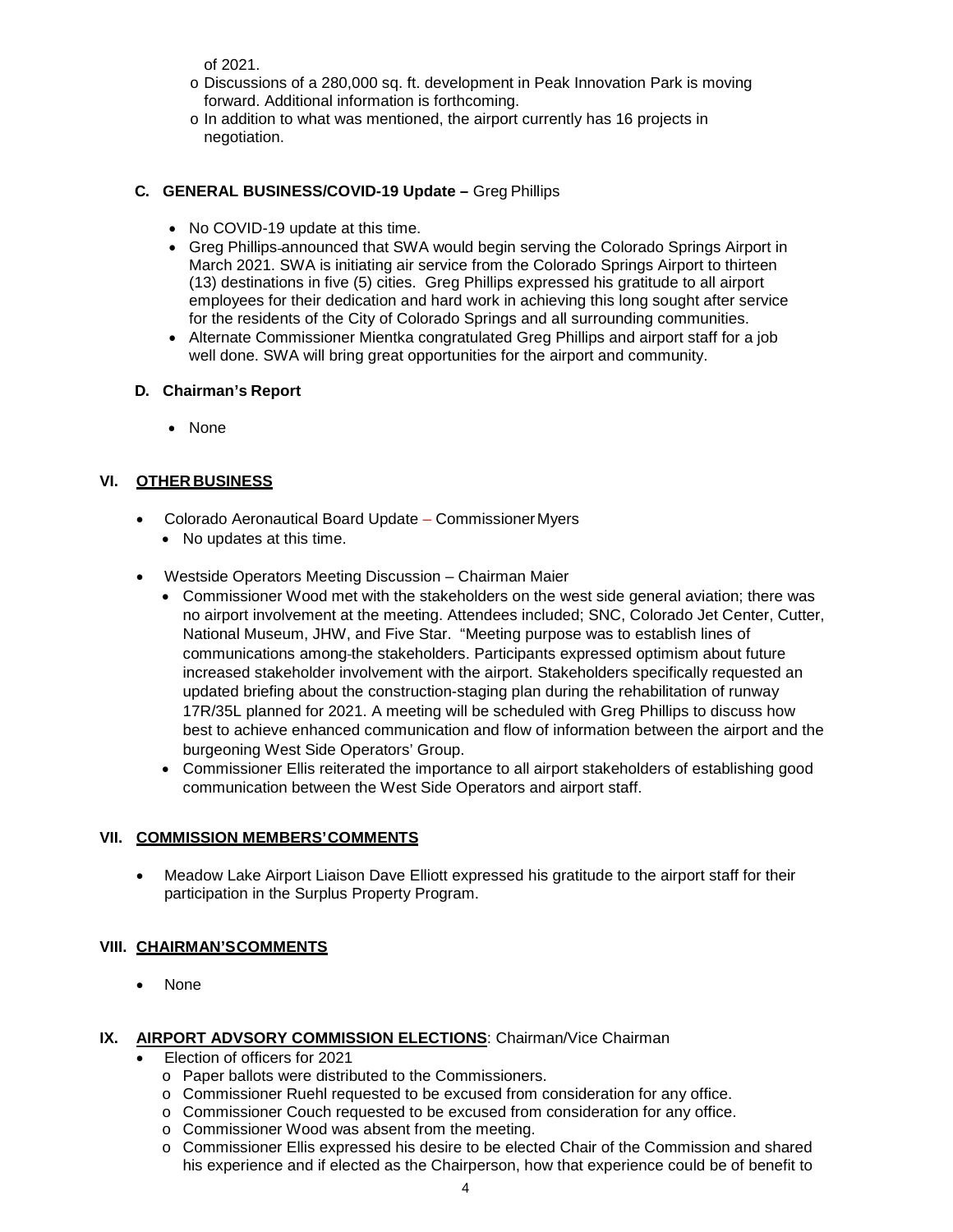of 2021.

- o Discussions of a 280,000 sq. ft. development in Peak Innovation Park is moving forward. Additional information is forthcoming.
- o In addition to what was mentioned, the airport currently has 16 projects in negotiation.

### C. GENERAL BUSINESS/COVID-19 Update – Greg Phillips

- No COVID-19 update at this time.
- Greg Phillips announced that SWA would begin serving the Colorado Springs Airport in March 2021. SWA is initiating air service from the Colorado Springs Airport to thirteen (13) destinations in five (5) cities. Greg Phillips expressed his gratitude to all airport employees for their dedication and hard work in achieving this long sought after service for the residents of the City of Colorado Springs and all surrounding communities.
- Alternate Commissioner Mientka congratulated Greg Phillips and airport staff for a job well done. SWA will bring great opportunities for the airport and community.

### D. Chairman's Report

- None

## VI. OTHER BUSINESS

- Colorado Aeronautical Board Update – Commissioner Myers
  - No updates at this time.
- Westside Operators Meeting Discussion – Chairman Maier
  - Commissioner Wood met with the stakeholders on the west side general aviation; there was no airport involvement at the meeting. Attendees included; SNC, Colorado Jet Center, Cutter, National Museum, JHW, and Five Star. "Meeting purpose was to establish lines of communications among the stakeholders. Participants expressed optimism about future increased stakeholder involvement with the airport. Stakeholders specifically requested an updated briefing about the construction-staging plan during the rehabilitation of runway 17R/35L planned for 2021. A meeting will be scheduled with Greg Phillips to discuss how best to achieve enhanced communication and flow of information between the airport and the burgeoning West Side Operators' Group.
  - Commissioner Ellis reiterated the importance to all airport stakeholders of establishing good communication between the West Side Operators and airport staff.

## VII. COMMISSION MEMBERS' COMMENTS

- Meadow Lake Airport Liaison Dave Elliott expressed his gratitude to the airport staff for their participation in the Surplus Property Program.

## VIII. CHAIRMAN'S COMMENTS

- None

## IX. AIRPORT ADVSORY COMMISSION ELECTIONS: Chairman/Vice Chairman

- Election of officers for 2021
  - o Paper ballots were distributed to the Commissioners.
  - o Commissioner Ruehl requested to be excused from consideration for any office.
  - o Commissioner Couch requested to be excused from consideration for any office.
  - o Commissioner Wood was absent from the meeting.
  - o Commissioner Ellis expressed his desire to be elected Chair of the Commission and shared his experience and if elected as the Chairperson, how that experience could be of benefit to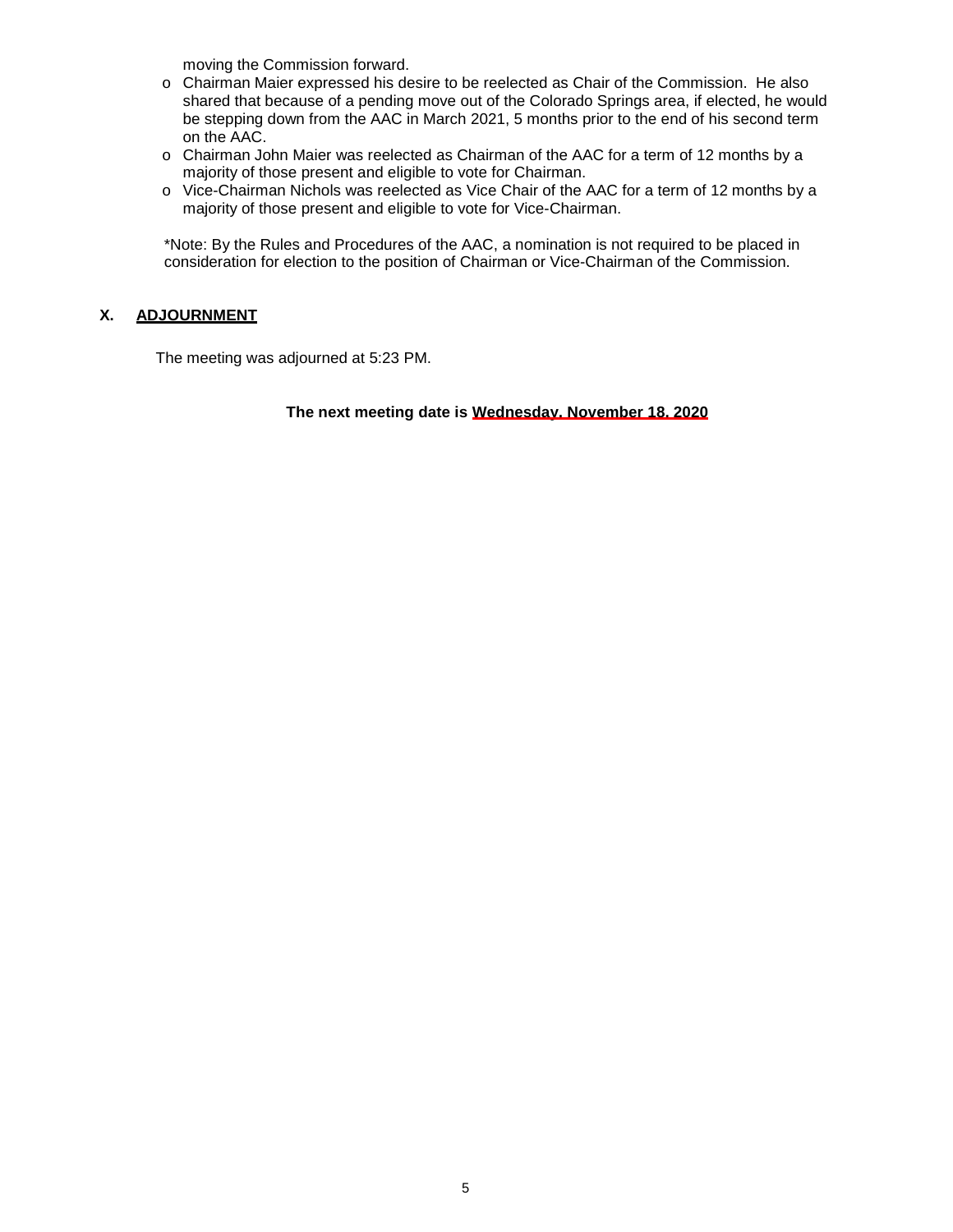moving the Commission forward.

- Chairman Maier expressed his desire to be reelected as Chair of the Commission. He also shared that because of a pending move out of the Colorado Springs area, if elected, he would be stepping down from the AAC in March 2021, 5 months prior to the end of his second term on the AAC.
- Chairman John Maier was reelected as Chairman of the AAC for a term of 12 months by a majority of those present and eligible to vote for Chairman.
- Vice-Chairman Nichols was reelected as Vice Chair of the AAC for a term of 12 months by a majority of those present and eligible to vote for Vice-Chairman.

*Note: By the Rules and Procedures of the AAC, a nomination is not required to be placed in consideration for election to the position of Chairman or Vice-Chairman of the Commission.

## X. ADJOURNMENT

The meeting was adjourned at 5:23 PM.

**The next meeting date is Wednesday, November 18, 2020**